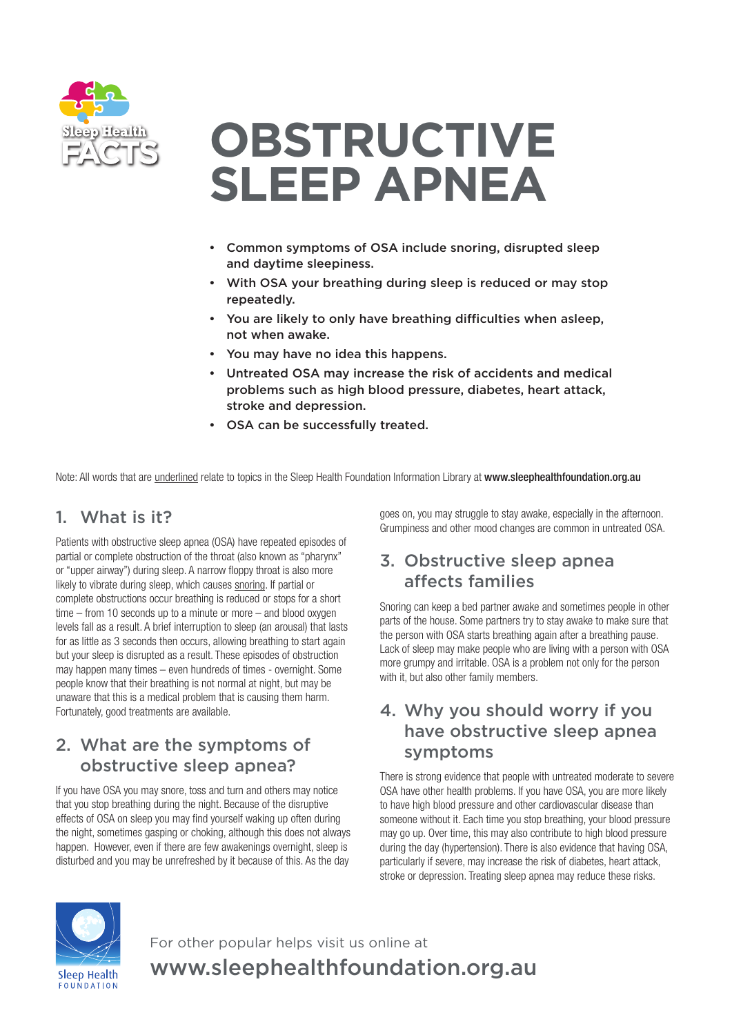Sleep Health FACTS

# OBSTRUCTIVE SLEEP APNEA

- Common symptoms of OSA include snoring, disrupted sleep and daytime sleepiness.
- With OSA your breathing during sleep is reduced or may stop repeatedly.
- You are likely to only have breathing difficulties when asleep, not when awake.
- You may have no idea this happens.
- Untreated OSA may increase the risk of accidents and medical problems such as high blood pressure, diabetes, heart attack, stroke and depression.
- OSA can be successfully treated.

Note: All words that are underlined relate to topics in the Sleep Health Foundation Information Library at **www.sleephealthfoundation.org.au**

## 1. What is it?

Patients with obstructive sleep apnea (OSA) have repeated episodes of partial or complete obstruction of the throat (also known as "pharynx" or "upper airway") during sleep. A narrow floppy throat is also more likely to vibrate during sleep, which causes snoring. If partial or complete obstructions occur breathing is reduced or stops for a short time – from 10 seconds up to a minute or more – and blood oxygen levels fall as a result. A brief interruption to sleep (an arousal) that lasts for as little as 3 seconds then occurs, allowing breathing to start again but your sleep is disrupted as a result. These episodes of obstruction may happen many times – even hundreds of times - overnight. Some people know that their breathing is not normal at night, but may be unaware that this is a medical problem that is causing them harm. Fortunately, good treatments are available.

## 2. What are the symptoms of obstructive sleep apnea?

If you have OSA you may snore, toss and turn and others may notice that you stop breathing during the night. Because of the disruptive effects of OSA on sleep you may find yourself waking up often during the night, sometimes gasping or choking, although this does not always happen. However, even if there are few awakenings overnight, sleep is disturbed and you may be unrefreshed by it because of this. As the day goes on, you may struggle to stay awake, especially in the afternoon. Grumpiness and other mood changes are common in untreated OSA.

## 3. Obstructive sleep apnea affects families

Snoring can keep a bed partner awake and sometimes people in other parts of the house. Some partners try to stay awake to make sure that the person with OSA starts breathing again after a breathing pause. Lack of sleep may make people who are living with a person with OSA more grumpy and irritable. OSA is a problem not only for the person with it, but also other family members.

## 4. Why you should worry if you have obstructive sleep apnea symptoms

There is strong evidence that people with untreated moderate to severe OSA have other health problems. If you have OSA, you are more likely to have high blood pressure and other cardiovascular disease than someone without it. Each time you stop breathing, your blood pressure may go up. Over time, this may also contribute to high blood pressure during the day (hypertension). There is also evidence that having OSA, particularly if severe, may increase the risk of diabetes, heart attack, stroke or depression. Treating sleep apnea may reduce these risks.

Sleep Health FOUNDATION

For other popular helps visit us online at
**www.sleephealthfoundation.org.au**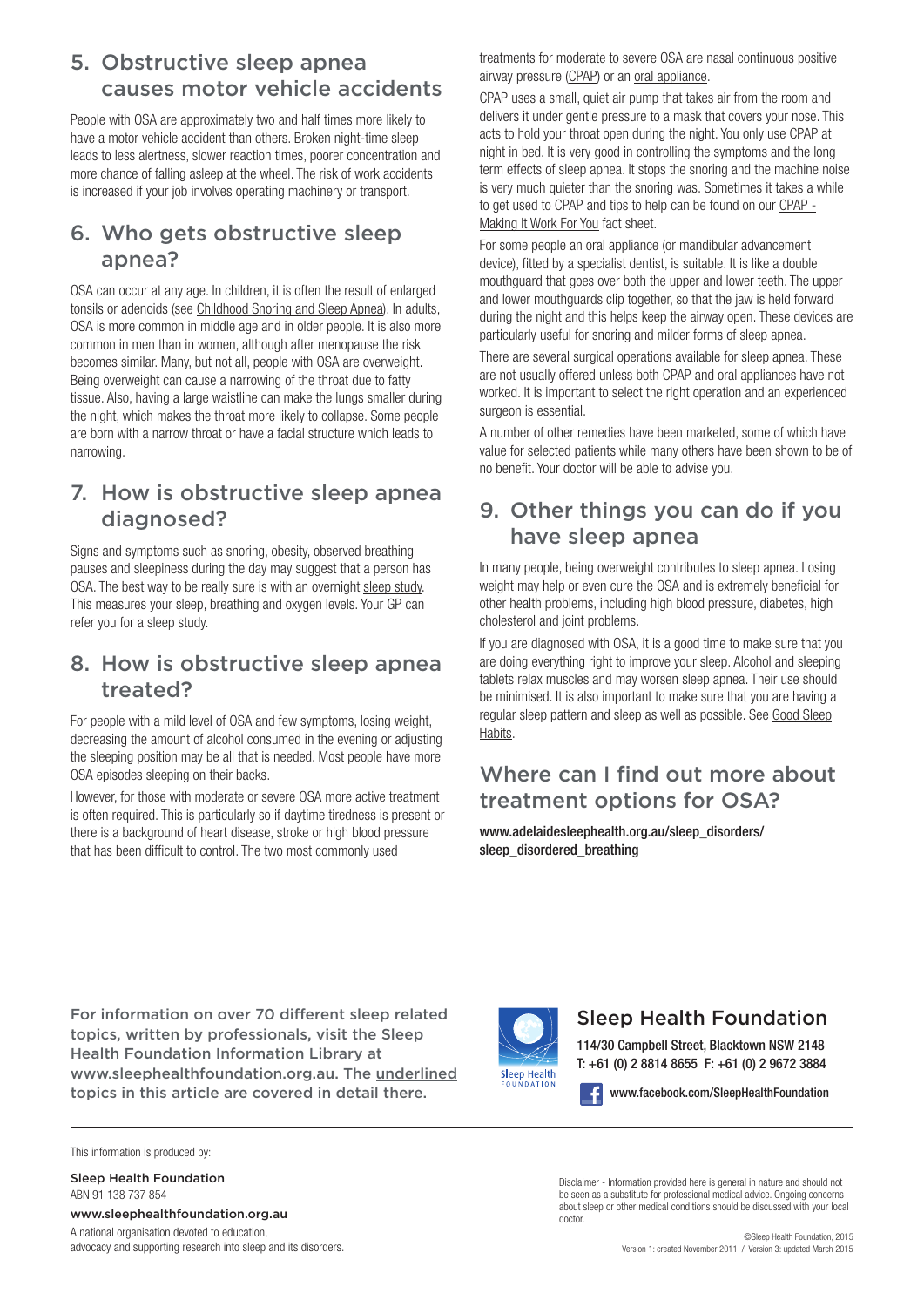## 5. Obstructive sleep apnea causes motor vehicle accidents

People with OSA are approximately two and half times more likely to have a motor vehicle accident than others. Broken night-time sleep leads to less alertness, slower reaction times, poorer concentration and more chance of falling asleep at the wheel. The risk of work accidents is increased if your job involves operating machinery or transport.

## 6. Who gets obstructive sleep apnea?

OSA can occur at any age. In children, it is often the result of enlarged tonsils or adenoids (see Childhood Snoring and Sleep Apnea). In adults, OSA is more common in middle age and in older people. It is also more common in men than in women, although after menopause the risk becomes similar. Many, but not all, people with OSA are overweight. Being overweight can cause a narrowing of the throat due to fatty tissue. Also, having a large waistline can make the lungs smaller during the night, which makes the throat more likely to collapse. Some people are born with a narrow throat or have a facial structure which leads to narrowing.

## 7. How is obstructive sleep apnea diagnosed?

Signs and symptoms such as snoring, obesity, observed breathing pauses and sleepiness during the day may suggest that a person has OSA. The best way to be really sure is with an overnight sleep study. This measures your sleep, breathing and oxygen levels. Your GP can refer you for a sleep study.

## 8. How is obstructive sleep apnea treated?

For people with a mild level of OSA and few symptoms, losing weight, decreasing the amount of alcohol consumed in the evening or adjusting the sleeping position may be all that is needed. Most people have more OSA episodes sleeping on their backs.

However, for those with moderate or severe OSA more active treatment is often required. This is particularly so if daytime tiredness is present or there is a background of heart disease, stroke or high blood pressure that has been difficult to control. The two most commonly used treatments for moderate to severe OSA are nasal continuous positive airway pressure (CPAP) or an oral appliance.

CPAP uses a small, quiet air pump that takes air from the room and delivers it under gentle pressure to a mask that covers your nose. This acts to hold your throat open during the night. You only use CPAP at night in bed. It is very good in controlling the symptoms and the long term effects of sleep apnea. It stops the snoring and the machine noise is very much quieter than the snoring was. Sometimes it takes a while to get used to CPAP and tips to help can be found on our CPAP - Making It Work For You fact sheet.

For some people an oral appliance (or mandibular advancement device), fitted by a specialist dentist, is suitable. It is like a double mouthguard that goes over both the upper and lower teeth. The upper and lower mouthguards clip together, so that the jaw is held forward during the night and this helps keep the airway open. These devices are particularly useful for snoring and milder forms of sleep apnea.

There are several surgical operations available for sleep apnea. These are not usually offered unless both CPAP and oral appliances have not worked. It is important to select the right operation and an experienced surgeon is essential.

A number of other remedies have been marketed, some of which have value for selected patients while many others have been shown to be of no benefit. Your doctor will be able to advise you.

## 9. Other things you can do if you have sleep apnea

In many people, being overweight contributes to sleep apnea. Losing weight may help or even cure the OSA and is extremely beneficial for other health problems, including high blood pressure, diabetes, high cholesterol and joint problems.

If you are diagnosed with OSA, it is a good time to make sure that you are doing everything right to improve your sleep. Alcohol and sleeping tablets relax muscles and may worsen sleep apnea. Their use should be minimised. It is also important to make sure that you are having a regular sleep pattern and sleep as well as possible. See Good Sleep Habits.

## Where can I find out more about treatment options for OSA?

**www.adelaidesleephealth.org.au/sleep_disorders/sleep_disordered_breathing**

For information on over 70 different sleep related topics, written by professionals, visit the Sleep Health Foundation Information Library at www.sleephealthfoundation.org.au. The underlined topics in this article are covered in detail there.

**Sleep Health Foundation**

114/30 Campbell Street, Blacktown NSW 2148
T: +61 (0) 2 8814 8655 F: +61 (0) 2 9672 3884

www.facebook.com/SleepHealthFoundation

This information is produced by:

Sleep Health Foundation
ABN 91 138 737 854
www.sleephealthfoundation.org.au
A national organisation devoted to education, advocacy and supporting research into sleep and its disorders.

Disclaimer - Information provided here is general in nature and should not be seen as a substitute for professional medical advice. Ongoing concerns about sleep or other medical conditions should be discussed with your local doctor.

©Sleep Health Foundation, 2015
Version 1: created November 2011 / Version 3: updated March 2015